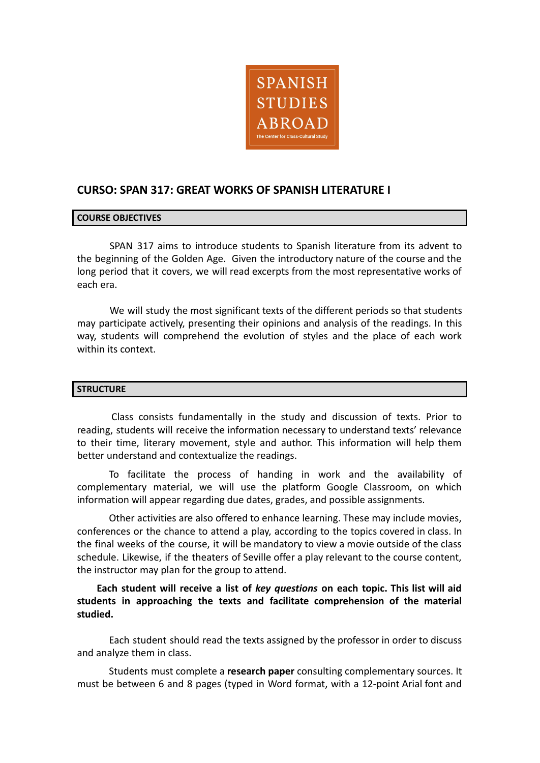SPANISH STUDIES ABROAD

The Center for Cross-Cultural Study

## CURSO: SPAN 317: GREAT WORKS OF SPANISH LITERATURE I

### COURSE OBJECTIVES

SPAN 317 aims to introduce students to Spanish literature from its advent to the beginning of the Golden Age. Given the introductory nature of the course and the long period that it covers, we will read excerpts from the most representative works of each era.

We will study the most significant texts of the different periods so that students may participate actively, presenting their opinions and analysis of the readings. In this way, students will comprehend the evolution of styles and the place of each work within its context.

### STRUCTURE

Class consists fundamentally in the study and discussion of texts. Prior to reading, students will receive the information necessary to understand texts' relevance to their time, literary movement, style and author. This information will help them better understand and contextualize the readings.

To facilitate the process of handing in work and the availability of complementary material, we will use the platform Google Classroom, on which information will appear regarding due dates, grades, and possible assignments.

Other activities are also offered to enhance learning. These may include movies, conferences or the chance to attend a play, according to the topics covered in class. In the final weeks of the course, it will be mandatory to view a movie outside of the class schedule. Likewise, if the theaters of Seville offer a play relevant to the course content, the instructor may plan for the group to attend.

**Each student will receive a list of *key questions* on each topic. This list will aid students in approaching the texts and facilitate comprehension of the material studied.**

Each student should read the texts assigned by the professor in order to discuss and analyze them in class.

Students must complete a **research paper** consulting complementary sources. It must be between 6 and 8 pages (typed in Word format, with a 12-point Arial font and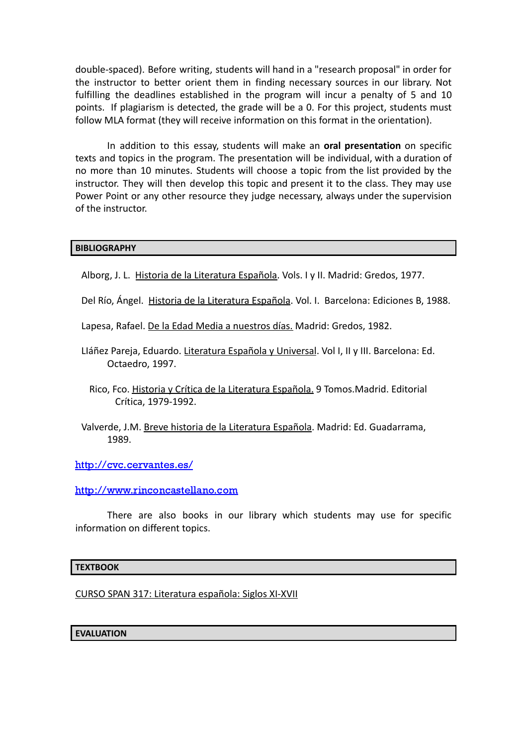double-spaced). Before writing, students will hand in a "research proposal" in order for the instructor to better orient them in finding necessary sources in our library. Not fulfilling the deadlines established in the program will incur a penalty of 5 and 10 points. If plagiarism is detected, the grade will be a 0. For this project, students must follow MLA format (they will receive information on this format in the orientation).

In addition to this essay, students will make an **oral presentation** on specific texts and topics in the program. The presentation will be individual, with a duration of no more than 10 minutes. Students will choose a topic from the list provided by the instructor. They will then develop this topic and present it to the class. They may use Power Point or any other resource they judge necessary, always under the supervision of the instructor.

## BIBLIOGRAPHY

Alborg, J. L. Historia de la Literatura Española. Vols. I y II. Madrid: Gredos, 1977.

Del Río, Ángel. Historia de la Literatura Española. Vol. I. Barcelona: Ediciones B, 1988.

Lapesa, Rafael. De la Edad Media a nuestros días. Madrid: Gredos, 1982.

Lláñez Pareja, Eduardo. Literatura Española y Universal. Vol I, II y III. Barcelona: Ed. Octaedro, 1997.

Rico, Fco. Historia y Crítica de la Literatura Española. 9 Tomos.Madrid. Editorial Crítica, 1979-1992.

Valverde, J.M. Breve historia de la Literatura Española. Madrid: Ed. Guadarrama, 1989.

http://cvc.cervantes.es/

http://www.rinconcastellano.com

There are also books in our library which students may use for specific information on different topics.

## TEXTBOOK

CURSO SPAN 317: Literatura española: Siglos XI-XVII

## EVALUATION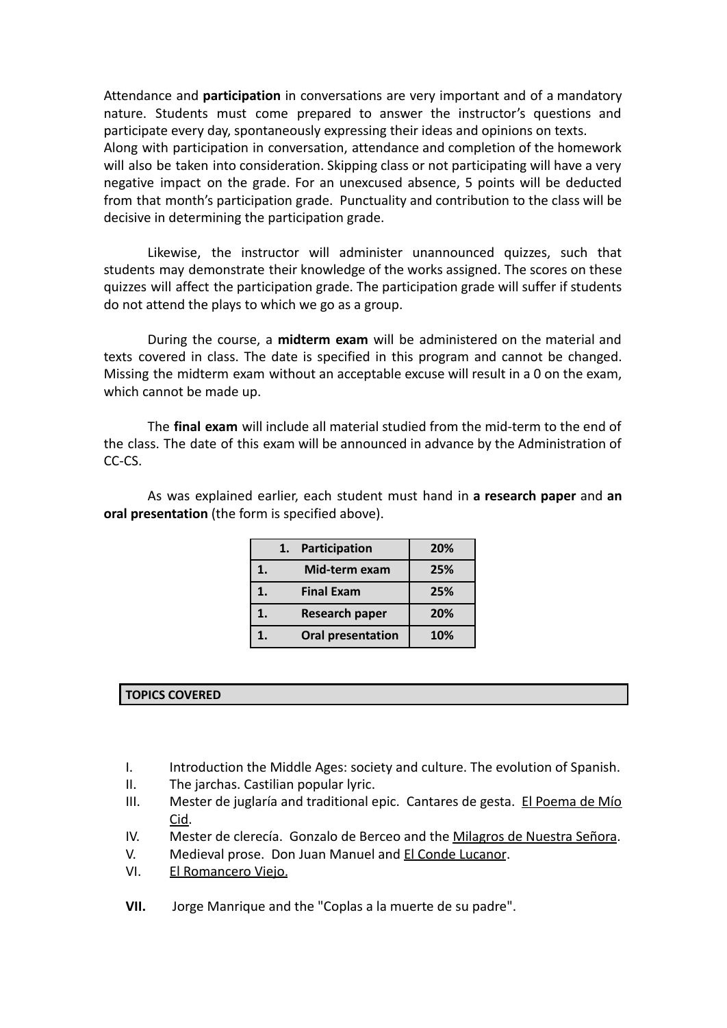Attendance and **participation** in conversations are very important and of a mandatory nature. Students must come prepared to answer the instructor's questions and participate every day, spontaneously expressing their ideas and opinions on texts.
Along with participation in conversation, attendance and completion of the homework will also be taken into consideration. Skipping class or not participating will have a very negative impact on the grade. For an unexcused absence, 5 points will be deducted from that month's participation grade. Punctuality and contribution to the class will be decisive in determining the participation grade.

Likewise, the instructor will administer unannounced quizzes, such that students may demonstrate their knowledge of the works assigned. The scores on these quizzes will affect the participation grade. The participation grade will suffer if students do not attend the plays to which we go as a group.

During the course, a **midterm exam** will be administered on the material and texts covered in class. The date is specified in this program and cannot be changed. Missing the midterm exam without an acceptable excuse will result in a 0 on the exam, which cannot be made up.

The **final exam** will include all material studied from the mid-term to the end of the class. The date of this exam will be announced in advance by the Administration of CC-CS.

As was explained earlier, each student must hand in **a research paper** and **an oral presentation** (the form is specified above).

| Component | Weight |
|---|---|
| **1. Participation** | **20%** |
| **1. Mid-term exam** | **25%** |
| **1. Final Exam** | **25%** |
| **1. Research paper** | **20%** |
| **1. Oral presentation** | **10%** |

## TOPICS COVERED

I. Introduction the Middle Ages: society and culture. The evolution of Spanish.
II. The jarchas. Castilian popular lyric.
III. Mester de juglaría and traditional epic. Cantares de gesta. El Poema de Mío Cid.
IV. Mester de clerecía. Gonzalo de Berceo and the Milagros de Nuestra Señora.
V. Medieval prose. Don Juan Manuel and El Conde Lucanor.
VI. El Romancero Viejo.

**VII.** Jorge Manrique and the "Coplas a la muerte de su padre".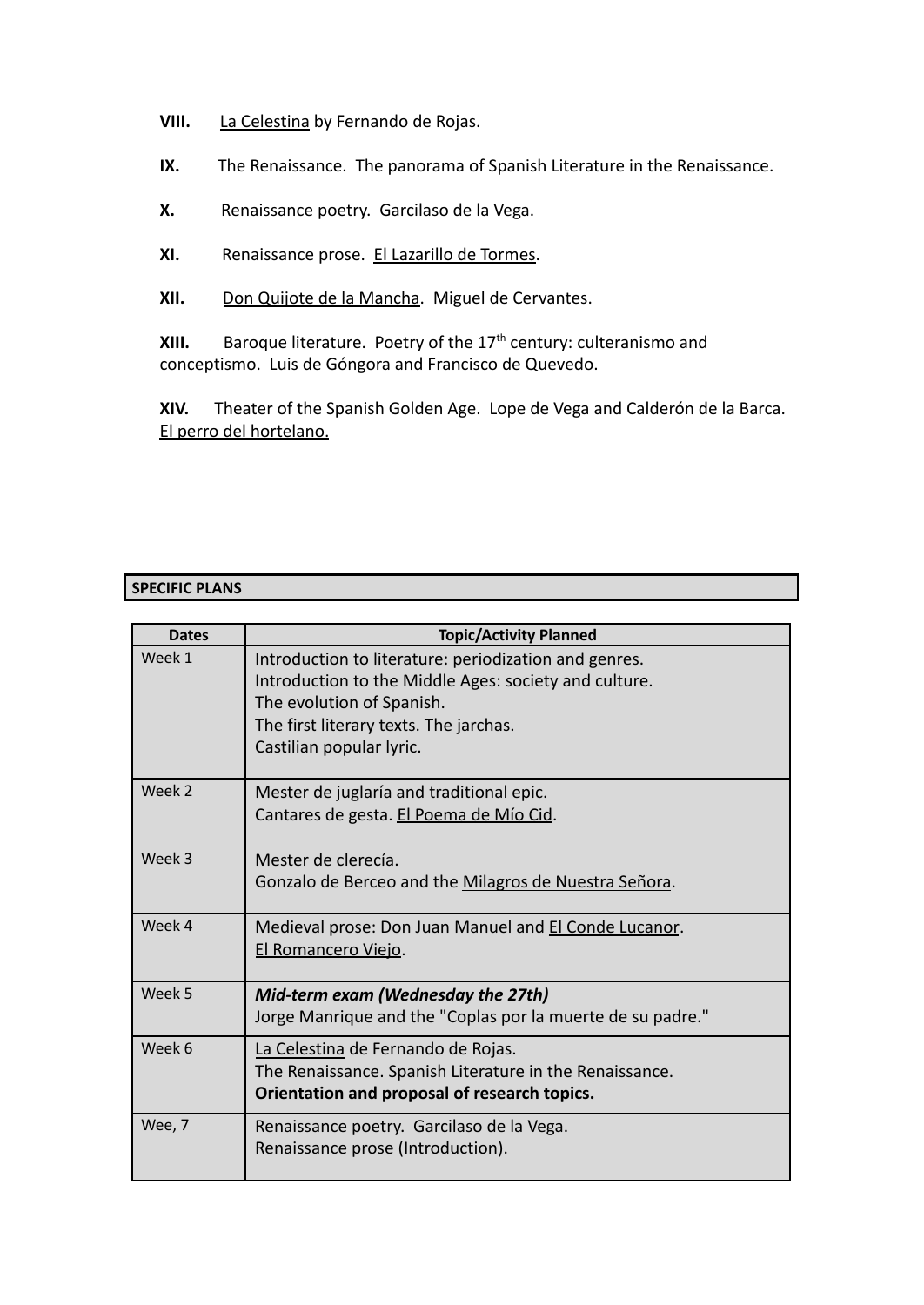**VIII.** <u>La Celestina</u> by Fernando de Rojas.

**IX.** The Renaissance. The panorama of Spanish Literature in the Renaissance.

**X.** Renaissance poetry. Garcilaso de la Vega.

**XI.** Renaissance prose. <u>El Lazarillo de Tormes</u>.

**XII.** <u>Don Quijote de la Mancha</u>. Miguel de Cervantes.

**XIII.** Baroque literature. Poetry of the 17th century: culteranismo and conceptismo. Luis de Góngora and Francisco de Quevedo.

**XIV.** Theater of the Spanish Golden Age. Lope de Vega and Calderón de la Barca. <u>El perro del hortelano.</u>

## SPECIFIC PLANS

| Dates | Topic/Activity Planned |
| --- | --- |
| Week 1 | Introduction to literature: periodization and genres.<br>Introduction to the Middle Ages: society and culture.<br>The evolution of Spanish.<br>The first literary texts. The jarchas.<br>Castilian popular lyric. |
| Week 2 | Mester de juglaría and traditional epic.<br>Cantares de gesta. <u>El Poema de Mío Cid</u>. |
| Week 3 | Mester de clerecía.<br>Gonzalo de Berceo and the <u>Milagros de Nuestra Señora</u>. |
| Week 4 | Medieval prose: Don Juan Manuel and <u>El Conde Lucanor</u>.<br><u>El Romancero Viejo</u>. |
| Week 5 | ***Mid-term exam (Wednesday the 27th)***<br>Jorge Manrique and the "Coplas por la muerte de su padre." |
| Week 6 | <u>La Celestina</u> de Fernando de Rojas.<br>The Renaissance. Spanish Literature in the Renaissance.<br>**Orientation and proposal of research topics.** |
| Wee, 7 | Renaissance poetry. Garcilaso de la Vega.<br>Renaissance prose (Introduction). |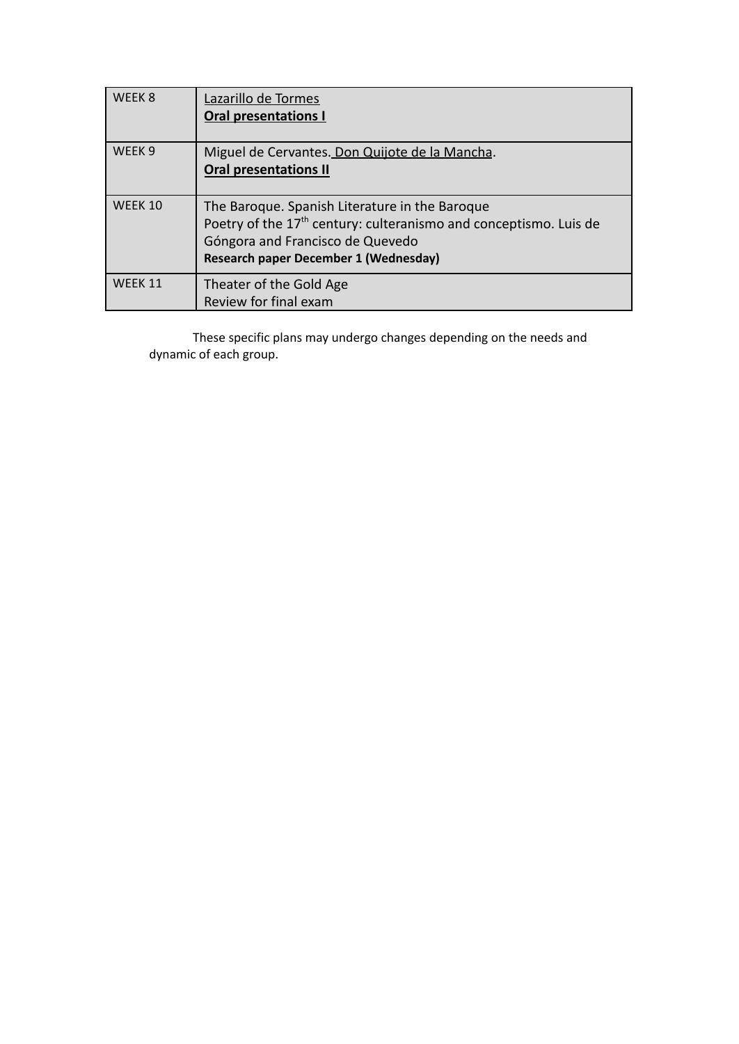| | |
|---|---|
| WEEK 8 | Lazarillo de Tormes<br>**Oral presentations I** |
| WEEK 9 | Miguel de Cervantes. Don Quijote de la Mancha.<br>**Oral presentations II** |
| WEEK 10 | The Baroque. Spanish Literature in the Baroque<br>Poetry of the 17th century: culteranismo and conceptismo. Luis de Góngora and Francisco de Quevedo<br>**Research paper December 1 (Wednesday)** |
| WEEK 11 | Theater of the Gold Age<br>Review for final exam |

These specific plans may undergo changes depending on the needs and dynamic of each group.